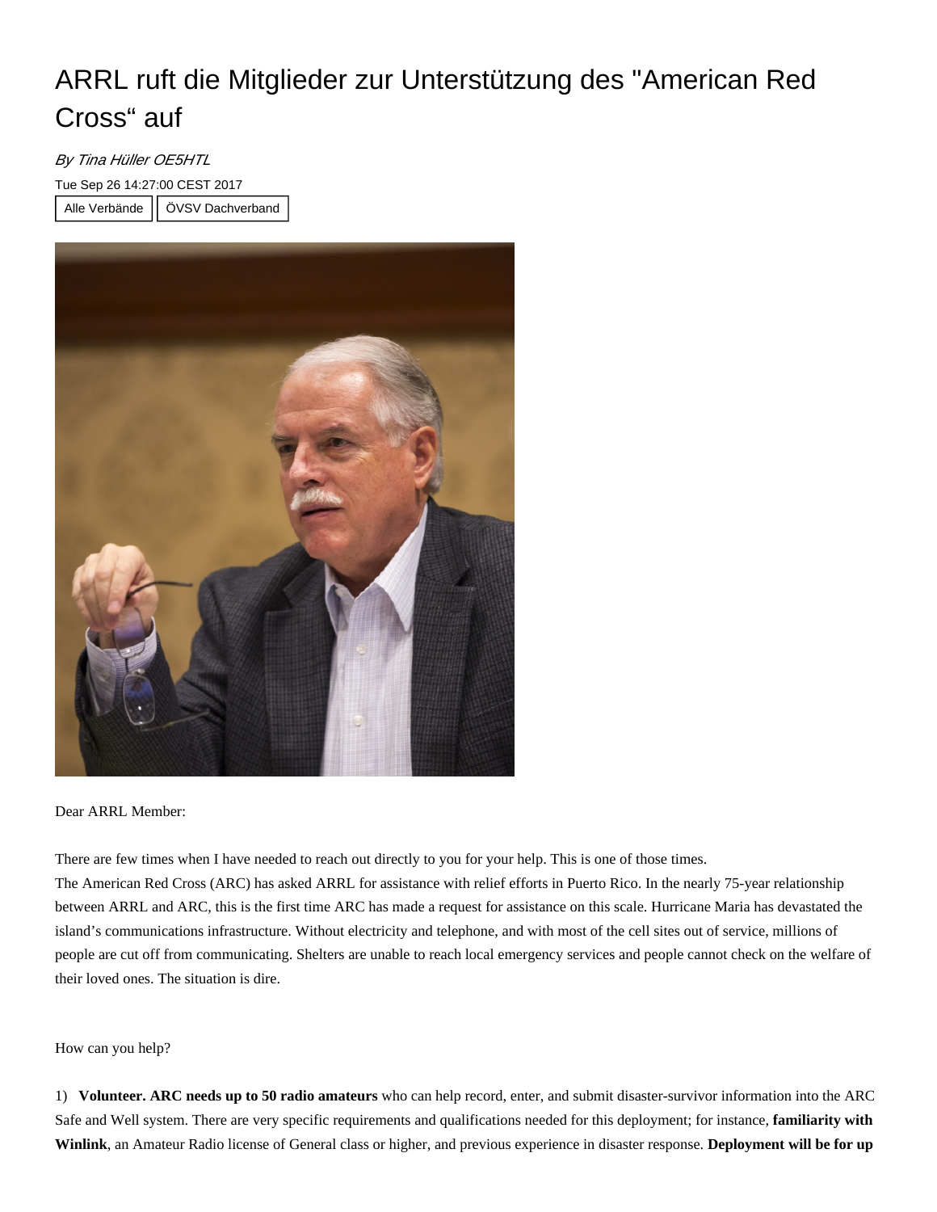# ARRL ruft die Mitglieder zur Unterstützung des "American Red Cross“ auf

*By Tina Hüller OE5HTL*

Tue Sep 26 14:27:00 CEST 2017

Alle Verbände | ÖVSV Dachverband

Dear ARRL Member:

There are few times when I have needed to reach out directly to you for your help. This is one of those times.
The American Red Cross (ARC) has asked ARRL for assistance with relief efforts in Puerto Rico. In the nearly 75-year relationship between ARRL and ARC, this is the first time ARC has made a request for assistance on this scale. Hurricane Maria has devastated the island's communications infrastructure. Without electricity and telephone, and with most of the cell sites out of service, millions of people are cut off from communicating. Shelters are unable to reach local emergency services and people cannot check on the welfare of their loved ones. The situation is dire.

How can you help?

1) **Volunteer. ARC needs up to 50 radio amateurs** who can help record, enter, and submit disaster-survivor information into the ARC Safe and Well system. There are very specific requirements and qualifications needed for this deployment; for instance, **familiarity with Winlink**, an Amateur Radio license of General class or higher, and previous experience in disaster response. **Deployment will be for up**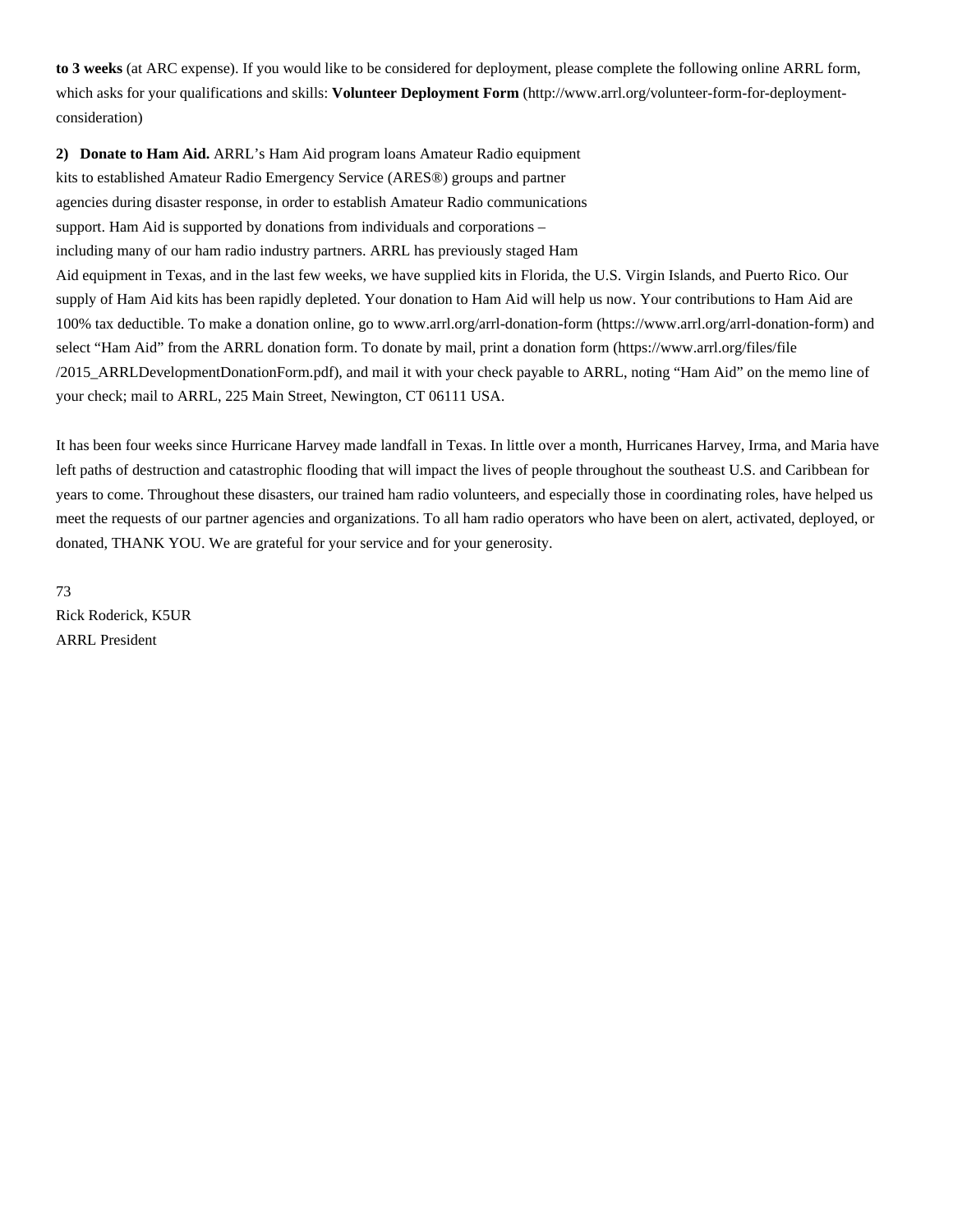**to 3 weeks** (at ARC expense). If you would like to be considered for deployment, please complete the following online ARRL form, which asks for your qualifications and skills: **Volunteer Deployment Form** (http://www.arrl.org/volunteer-form-for-deployment-consideration)

2) **Donate to Ham Aid.** ARRL's Ham Aid program loans Amateur Radio equipment kits to established Amateur Radio Emergency Service (ARES®) groups and partner agencies during disaster response, in order to establish Amateur Radio communications support. Ham Aid is supported by donations from individuals and corporations – including many of our ham radio industry partners. ARRL has previously staged Ham Aid equipment in Texas, and in the last few weeks, we have supplied kits in Florida, the U.S. Virgin Islands, and Puerto Rico. Our supply of Ham Aid kits has been rapidly depleted. Your donation to Ham Aid will help us now. Your contributions to Ham Aid are 100% tax deductible. To make a donation online, go to www.arrl.org/arrl-donation-form (https://www.arrl.org/arrl-donation-form) and select "Ham Aid" from the ARRL donation form. To donate by mail, print a donation form (https://www.arrl.org/files/file/2015_ARRLDevelopmentDonationForm.pdf), and mail it with your check payable to ARRL, noting "Ham Aid" on the memo line of your check; mail to ARRL, 225 Main Street, Newington, CT 06111 USA.

It has been four weeks since Hurricane Harvey made landfall in Texas. In little over a month, Hurricanes Harvey, Irma, and Maria have left paths of destruction and catastrophic flooding that will impact the lives of people throughout the southeast U.S. and Caribbean for years to come. Throughout these disasters, our trained ham radio volunteers, and especially those in coordinating roles, have helped us meet the requests of our partner agencies and organizations. To all ham radio operators who have been on alert, activated, deployed, or donated, THANK YOU. We are grateful for your service and for your generosity.

73
Rick Roderick, K5UR
ARRL President